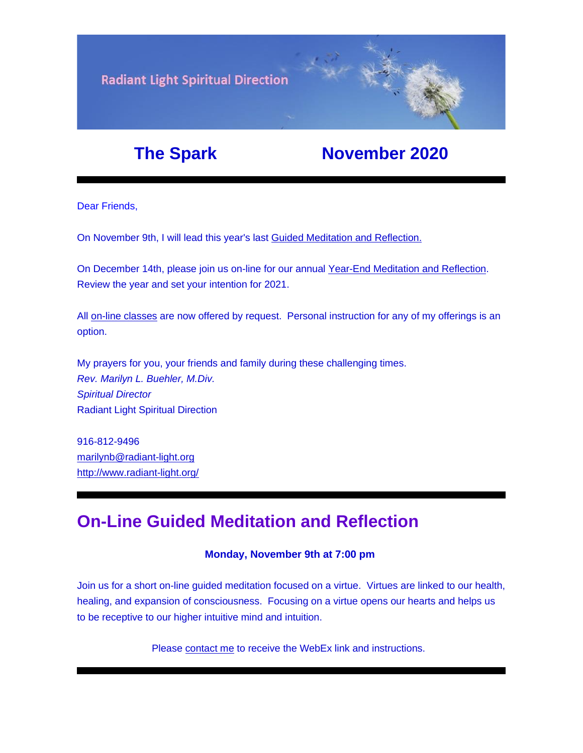Radiant Light Spiritual Direction

## The Spark November 2020

Dear Friends,

On November 9th, I will lead this year's last Guided Meditation and Reflection.

On December 14th, please join us on-line for our annual Year-End Meditation and Reflection. Review the year and set your intention for 2021.

All on-line classes are now offered by request. Personal instruction for any of my offerings is an option.

My prayers for you, your friends and family during these challenging times.
*Rev. Marilyn L. Buehler, M.Div.*
*Spiritual Director*
Radiant Light Spiritual Direction

916-812-9496
marilynb@radiant-light.org
http://www.radiant-light.org/

## On-Line Guided Meditation and Reflection

**Monday, November 9th at 7:00 pm**

Join us for a short on-line guided meditation focused on a virtue. Virtues are linked to our health, healing, and expansion of consciousness. Focusing on a virtue opens our hearts and helps us to be receptive to our higher intuitive mind and intuition.

Please contact me to receive the WebEx link and instructions.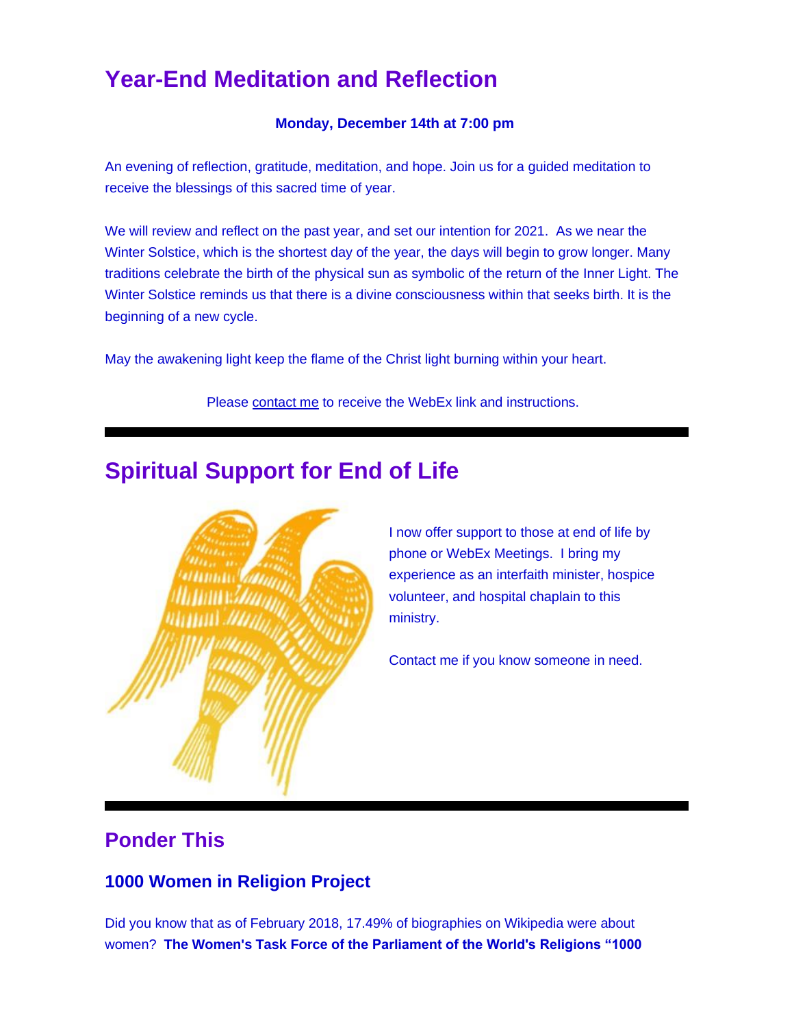# Year-End Meditation and Reflection

**Monday, December 14th at 7:00 pm**

An evening of reflection, gratitude, meditation, and hope. Join us for a guided meditation to receive the blessings of this sacred time of year.

We will review and reflect on the past year, and set our intention for 2021. As we near the Winter Solstice, which is the shortest day of the year, the days will begin to grow longer. Many traditions celebrate the birth of the physical sun as symbolic of the return of the Inner Light. The Winter Solstice reminds us that there is a divine consciousness within that seeks birth. It is the beginning of a new cycle.

May the awakening light keep the flame of the Christ light burning within your heart.

Please contact me to receive the WebEx link and instructions.

---

# Spiritual Support for End of Life

I now offer support to those at end of life by phone or WebEx Meetings. I bring my experience as an interfaith minister, hospice volunteer, and hospital chaplain to this ministry.

Contact me if you know someone in need.

---

## Ponder This

### 1000 Women in Religion Project

Did you know that as of February 2018, 17.49% of biographies on Wikipedia were about women? **The Women's Task Force of the Parliament of the World's Religions "1000**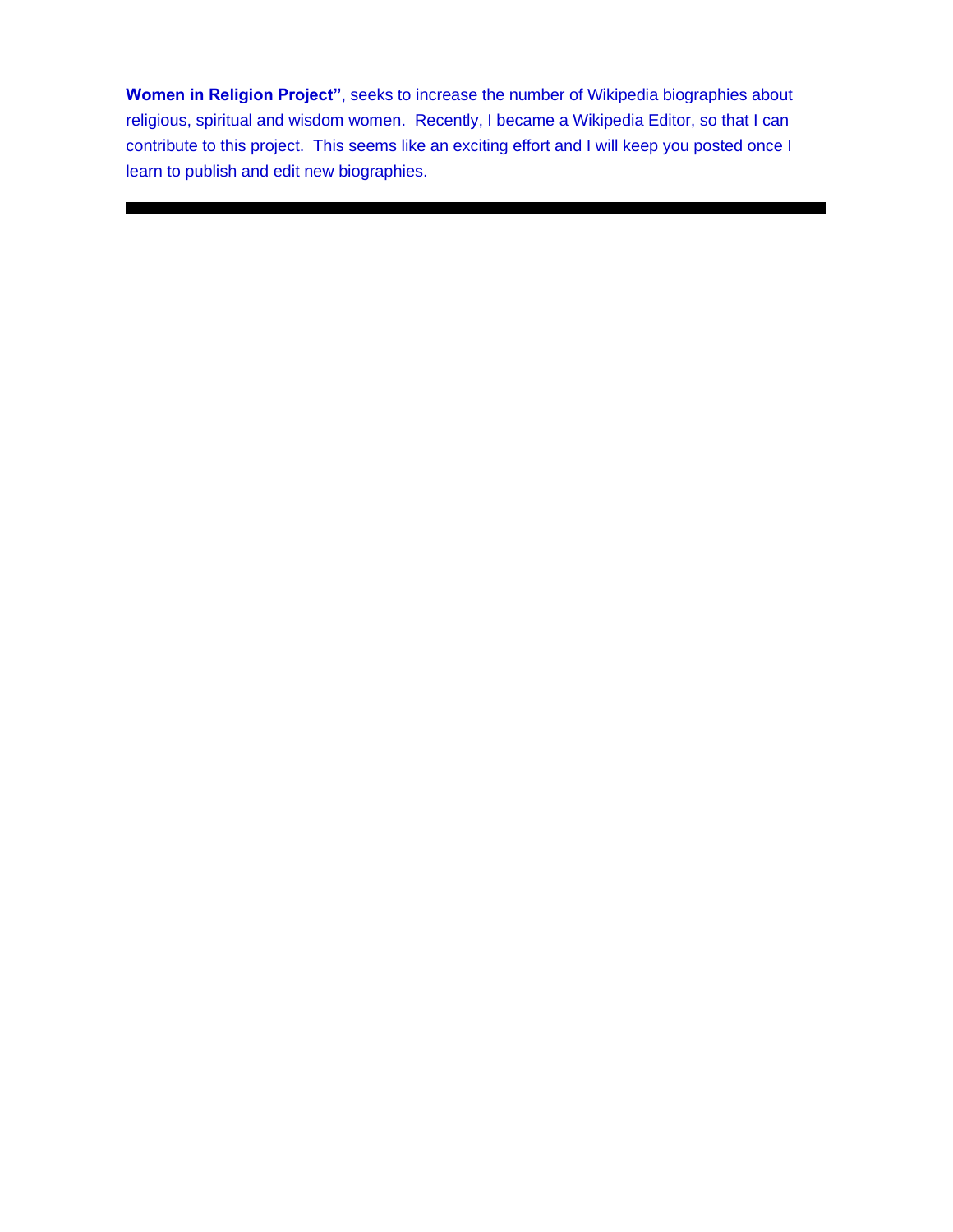**Women in Religion Project"**, seeks to increase the number of Wikipedia biographies about religious, spiritual and wisdom women. Recently, I became a Wikipedia Editor, so that I can contribute to this project. This seems like an exciting effort and I will keep you posted once I learn to publish and edit new biographies.

---